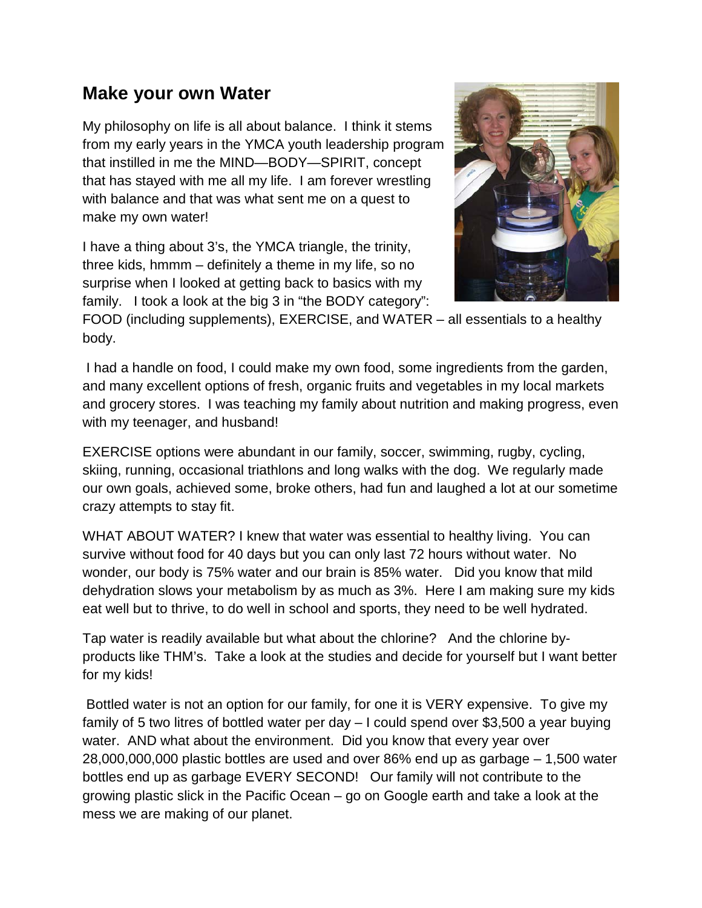## Make your own Water

My philosophy on life is all about balance. I think it stems from my early years in the YMCA youth leadership program that instilled in me the MIND—BODY—SPIRIT, concept that has stayed with me all my life. I am forever wrestling with balance and that was what sent me on a quest to make my own water!

I have a thing about 3's, the YMCA triangle, the trinity, three kids, hmmm – definitely a theme in my life, so no surprise when I looked at getting back to basics with my family. I took a look at the big 3 in "the BODY category": FOOD (including supplements), EXERCISE, and WATER – all essentials to a healthy body.

I had a handle on food, I could make my own food, some ingredients from the garden, and many excellent options of fresh, organic fruits and vegetables in my local markets and grocery stores. I was teaching my family about nutrition and making progress, even with my teenager, and husband!

EXERCISE options were abundant in our family, soccer, swimming, rugby, cycling, skiing, running, occasional triathlons and long walks with the dog. We regularly made our own goals, achieved some, broke others, had fun and laughed a lot at our sometime crazy attempts to stay fit.

WHAT ABOUT WATER? I knew that water was essential to healthy living. You can survive without food for 40 days but you can only last 72 hours without water. No wonder, our body is 75% water and our brain is 85% water. Did you know that mild dehydration slows your metabolism by as much as 3%. Here I am making sure my kids eat well but to thrive, to do well in school and sports, they need to be well hydrated.

Tap water is readily available but what about the chlorine? And the chlorine by-products like THM's. Take a look at the studies and decide for yourself but I want better for my kids!

Bottled water is not an option for our family, for one it is VERY expensive. To give my family of 5 two litres of bottled water per day – I could spend over $3,500 a year buying water. AND what about the environment. Did you know that every year over 28,000,000,000 plastic bottles are used and over 86% end up as garbage – 1,500 water bottles end up as garbage EVERY SECOND! Our family will not contribute to the growing plastic slick in the Pacific Ocean – go on Google earth and take a look at the mess we are making of our planet.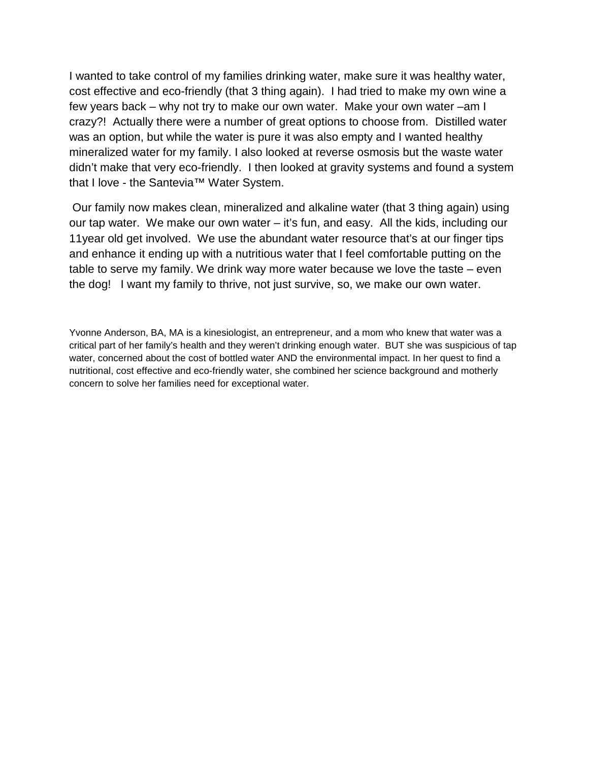I wanted to take control of my families drinking water, make sure it was healthy water, cost effective and eco-friendly (that 3 thing again). I had tried to make my own wine a few years back – why not try to make our own water. Make your own water –am I crazy?! Actually there were a number of great options to choose from. Distilled water was an option, but while the water is pure it was also empty and I wanted healthy mineralized water for my family. I also looked at reverse osmosis but the waste water didn't make that very eco-friendly. I then looked at gravity systems and found a system that I love - the Santevia™ Water System.

Our family now makes clean, mineralized and alkaline water (that 3 thing again) using our tap water. We make our own water – it's fun, and easy. All the kids, including our 11year old get involved. We use the abundant water resource that's at our finger tips and enhance it ending up with a nutritious water that I feel comfortable putting on the table to serve my family. We drink way more water because we love the taste – even the dog! I want my family to thrive, not just survive, so, we make our own water.

Yvonne Anderson, BA, MA is a kinesiologist, an entrepreneur, and a mom who knew that water was a critical part of her family's health and they weren't drinking enough water. BUT she was suspicious of tap water, concerned about the cost of bottled water AND the environmental impact. In her quest to find a nutritional, cost effective and eco-friendly water, she combined her science background and motherly concern to solve her families need for exceptional water.